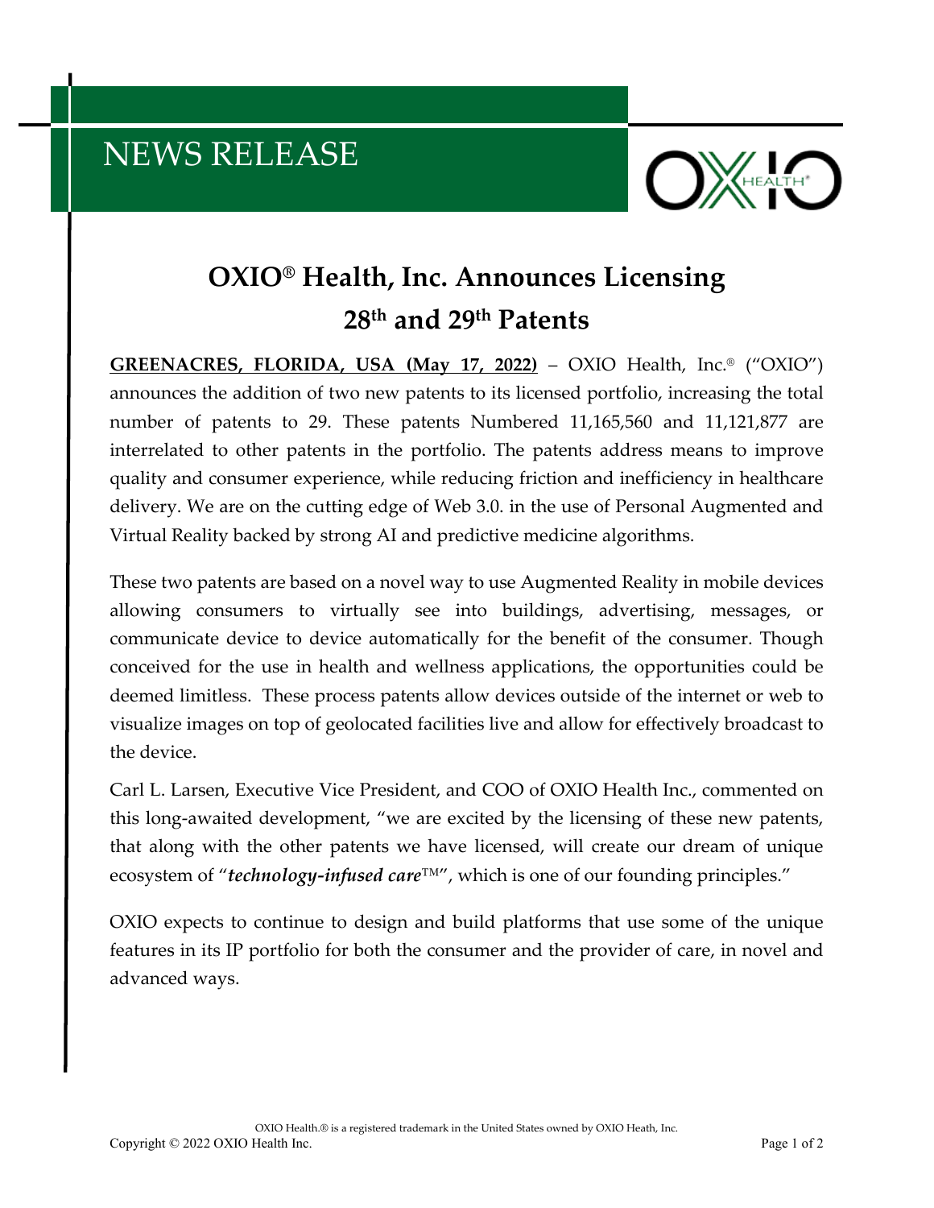NEWS RELEASE

# OXIO® Health, Inc. Announces Licensing 28th and 29th Patents

**GREENACRES, FLORIDA, USA (May 17, 2022)** – OXIO Health, Inc.® ("OXIO") announces the addition of two new patents to its licensed portfolio, increasing the total number of patents to 29. These patents Numbered 11,165,560 and 11,121,877 are interrelated to other patents in the portfolio. The patents address means to improve quality and consumer experience, while reducing friction and inefficiency in healthcare delivery. We are on the cutting edge of Web 3.0. in the use of Personal Augmented and Virtual Reality backed by strong AI and predictive medicine algorithms.

These two patents are based on a novel way to use Augmented Reality in mobile devices allowing consumers to virtually see into buildings, advertising, messages, or communicate device to device automatically for the benefit of the consumer. Though conceived for the use in health and wellness applications, the opportunities could be deemed limitless. These process patents allow devices outside of the internet or web to visualize images on top of geolocated facilities live and allow for effectively broadcast to the device.

Carl L. Larsen, Executive Vice President, and COO of OXIO Health Inc., commented on this long-awaited development, "we are excited by the licensing of these new patents, that along with the other patents we have licensed, will create our dream of unique ecosystem of "***technology-infused care***™", which is one of our founding principles."

OXIO expects to continue to design and build platforms that use some of the unique features in its IP portfolio for both the consumer and the provider of care, in novel and advanced ways.

OXIO Health.® is a registered trademark in the United States owned by OXIO Heath, Inc.

Copyright © 2022 OXIO Health Inc.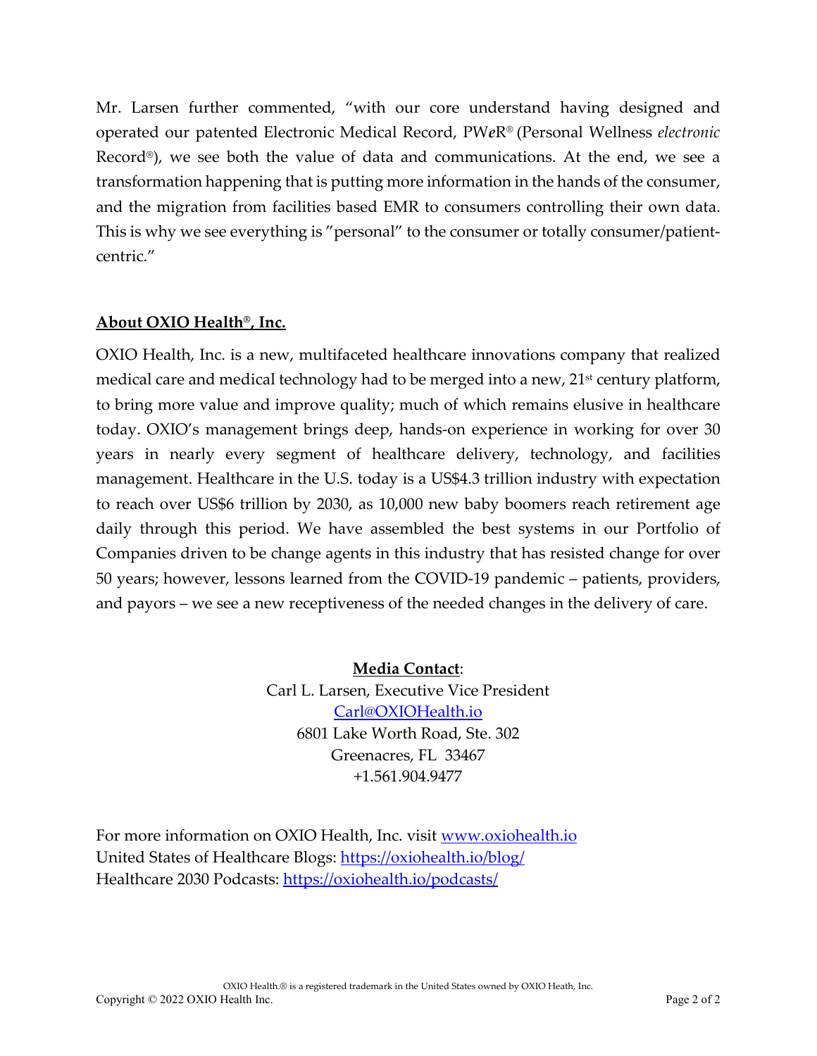Mr. Larsen further commented, "with our core understand having designed and operated our patented Electronic Medical Record, PW*e*R® (Personal Wellness *electronic* Record®), we see both the value of data and communications. At the end, we see a transformation happening that is putting more information in the hands of the consumer, and the migration from facilities based EMR to consumers controlling their own data. This is why we see everything is "personal" to the consumer or totally consumer/patient-centric."

## About OXIO Health®, Inc.

OXIO Health, Inc. is a new, multifaceted healthcare innovations company that realized medical care and medical technology had to be merged into a new, 21st century platform, to bring more value and improve quality; much of which remains elusive in healthcare today. OXIO's management brings deep, hands-on experience in working for over 30 years in nearly every segment of healthcare delivery, technology, and facilities management. Healthcare in the U.S. today is a US$4.3 trillion industry with expectation to reach over US$6 trillion by 2030, as 10,000 new baby boomers reach retirement age daily through this period. We have assembled the best systems in our Portfolio of Companies driven to be change agents in this industry that has resisted change for over 50 years; however, lessons learned from the COVID-19 pandemic – patients, providers, and payors – we see a new receptiveness of the needed changes in the delivery of care.

**Media Contact**:
Carl L. Larsen, Executive Vice President
Carl@OXIOHealth.io
6801 Lake Worth Road, Ste. 302
Greenacres, FL 33467
+1.561.904.9477

For more information on OXIO Health, Inc. visit www.oxiohealth.io
United States of Healthcare Blogs: https://oxiohealth.io/blog/
Healthcare 2030 Podcasts: https://oxiohealth.io/podcasts/

OXIO Health.® is a registered trademark in the United States owned by OXIO Heath, Inc.
Copyright © 2022 OXIO Health Inc.